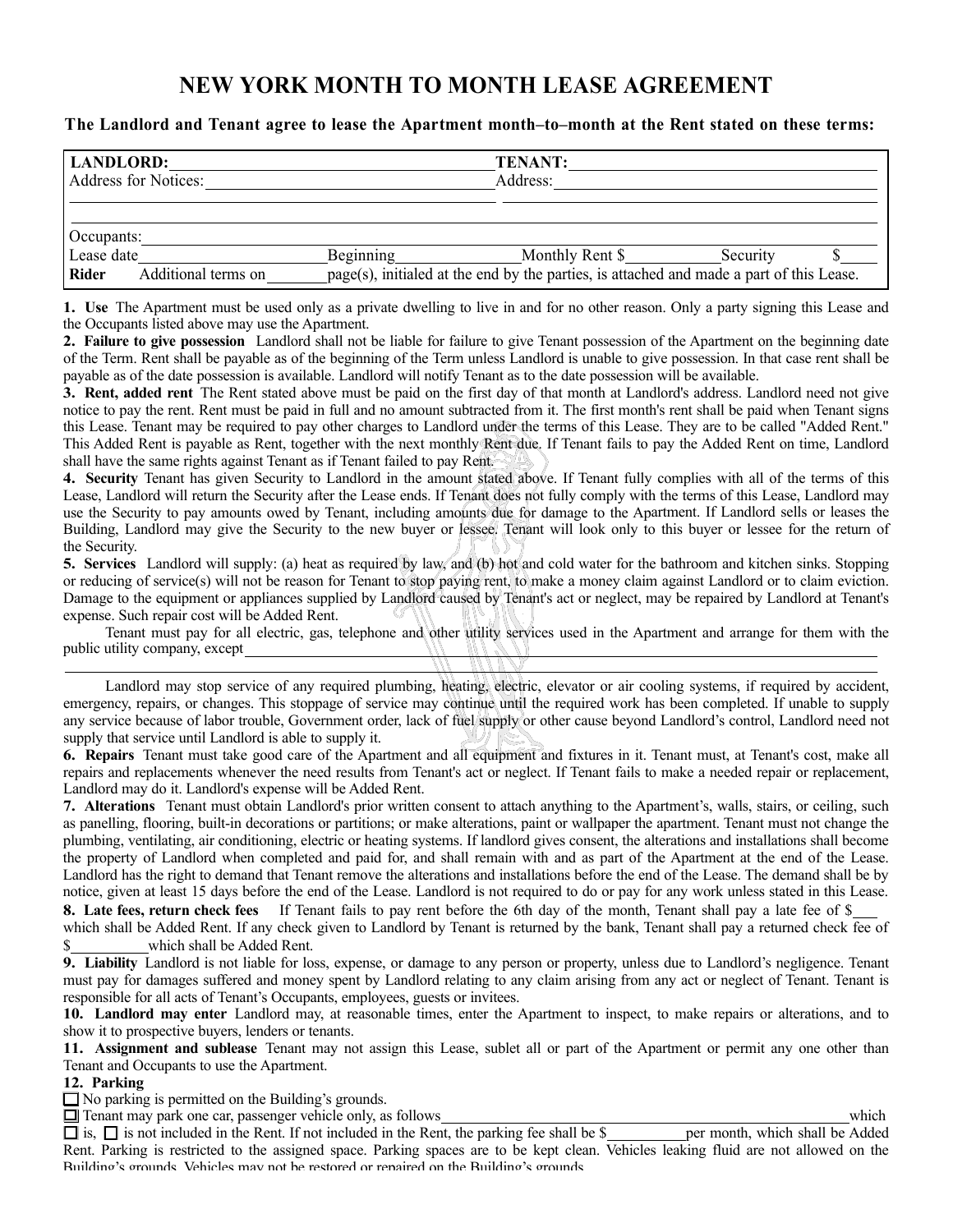# NEW YORK MONTH TO MONTH LEASE AGREEMENT

**The Landlord and Tenant agree to lease the Apartment month–to–month at the Rent stated on these terms:**

| | |
|---|---|
| **LANDLORD:** ______________________ | **TENANT:** ______________________ |
| Address for Notices: ______________________ | Address: ______________________ |

Occupants: ______________________

Lease date ____________ Beginning ____________ Monthly Rent $ ____________ Security $ ______

**Rider** Additional terms on ______ page(s), initialed at the end by the parties, is attached and made a part of this Lease.

**1. Use** The Apartment must be used only as a private dwelling to live in and for no other reason. Only a party signing this Lease and the Occupants listed above may use the Apartment.

**2. Failure to give possession** Landlord shall not be liable for failure to give Tenant possession of the Apartment on the beginning date of the Term. Rent shall be payable as of the beginning of the Term unless Landlord is unable to give possession. In that case rent shall be payable as of the date possession is available. Landlord will notify Tenant as to the date possession will be available.

**3. Rent, added rent** The Rent stated above must be paid on the first day of that month at Landlord's address. Landlord need not give notice to pay the rent. Rent must be paid in full and no amount subtracted from it. The first month's rent shall be paid when Tenant signs this Lease. Tenant may be required to pay other charges to Landlord under the terms of this Lease. They are to be called "Added Rent." This Added Rent is payable as Rent, together with the next monthly Rent due. If Tenant fails to pay the Added Rent on time, Landlord shall have the same rights against Tenant as if Tenant failed to pay Rent.

**4. Security** Tenant has given Security to Landlord in the amount stated above. If Tenant fully complies with all of the terms of this Lease, Landlord will return the Security after the Lease ends. If Tenant does not fully comply with the terms of this Lease, Landlord may use the Security to pay amounts owed by Tenant, including amounts due for damage to the Apartment. If Landlord sells or leases the Building, Landlord may give the Security to the new buyer or lessee. Tenant will look only to this buyer or lessee for the return of the Security.

**5. Services** Landlord will supply: (a) heat as required by law, and (b) hot and cold water for the bathroom and kitchen sinks. Stopping or reducing of service(s) will not be reason for Tenant to stop paying rent, to make a money claim against Landlord or to claim eviction. Damage to the equipment or appliances supplied by Landlord caused by Tenant's act or neglect, may be repaired by Landlord at Tenant's expense. Such repair cost will be Added Rent.

Tenant must pay for all electric, gas, telephone and other utility services used in the Apartment and arrange for them with the public utility company, except ______________________________________________

Landlord may stop service of any required plumbing, heating, electric, elevator or air cooling systems, if required by accident, emergency, repairs, or changes. This stoppage of service may continue until the required work has been completed. If unable to supply any service because of labor trouble, Government order, lack of fuel supply or other cause beyond Landlord's control, Landlord need not supply that service until Landlord is able to supply it.

**6. Repairs** Tenant must take good care of the Apartment and all equipment and fixtures in it. Tenant must, at Tenant's cost, make all repairs and replacements whenever the need results from Tenant's act or neglect. If Tenant fails to make a needed repair or replacement, Landlord may do it. Landlord's expense will be Added Rent.

**7. Alterations** Tenant must obtain Landlord's prior written consent to attach anything to the Apartment's, walls, stairs, or ceiling, such as panelling, flooring, built-in decorations or partitions; or make alterations, paint or wallpaper the apartment. Tenant must not change the plumbing, ventilating, air conditioning, electric or heating systems. If landlord gives consent, the alterations and installations shall become the property of Landlord when completed and paid for, and shall remain with and as part of the Apartment at the end of the Lease. Landlord has the right to demand that Tenant remove the alterations and installations before the end of the Lease. The demand shall be by notice, given at least 15 days before the end of the Lease. Landlord is not required to do or pay for any work unless stated in this Lease.

**8. Late fees, return check fees** If Tenant fails to pay rent before the 6th day of the month, Tenant shall pay a late fee of $____ which shall be Added Rent. If any check given to Landlord by Tenant is returned by the bank, Tenant shall pay a returned check fee of $__________ which shall be Added Rent.

**9. Liability** Landlord is not liable for loss, expense, or damage to any person or property, unless due to Landlord's negligence. Tenant must pay for damages suffered and money spent by Landlord relating to any claim arising from any act or neglect of Tenant. Tenant is responsible for all acts of Tenant's Occupants, employees, guests or invitees.

**10. Landlord may enter** Landlord may, at reasonable times, enter the Apartment to inspect, to make repairs or alterations, and to show it to prospective buyers, lenders or tenants.

**11. Assignment and sublease** Tenant may not assign this Lease, sublet all or part of the Apartment or permit any one other than Tenant and Occupants to use the Apartment.

**12. Parking**

☐ No parking is permitted on the Building's grounds.

☐ Tenant may park one car, passenger vehicle only, as follows ______________________________________ which ☐ is, ☐ is not included in the Rent. If not included in the Rent, the parking fee shall be $__________ per month, which shall be Added Rent. Parking is restricted to the assigned space. Parking spaces are to be kept clean. Vehicles leaking fluid are not allowed on the Building's grounds. Vehicles may not be restored or repaired on the Building's grounds.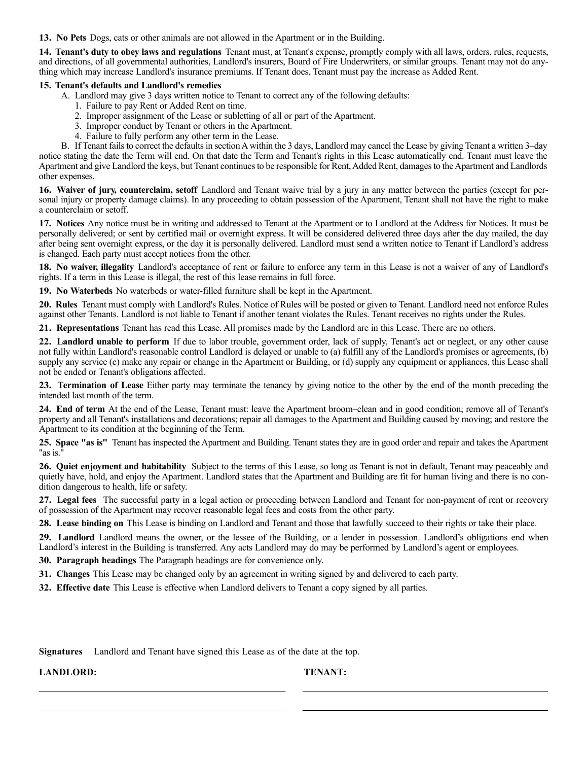**13. No Pets** Dogs, cats or other animals are not allowed in the Apartment or in the Building.

**14. Tenant's duty to obey laws and regulations** Tenant must, at Tenant's expense, promptly comply with all laws, orders, rules, requests, and directions, of all governmental authorities, Landlord's insurers, Board of Fire Underwriters, or similar groups. Tenant may not do anything which may increase Landlord's insurance premiums. If Tenant does, Tenant must pay the increase as Added Rent.

**15. Tenant's defaults and Landlord's remedies**

A. Landlord may give 3 days written notice to Tenant to correct any of the following defaults:

1. Failure to pay Rent or Added Rent on time.
2. Improper assignment of the Lease or subletting of all or part of the Apartment.
3. Improper conduct by Tenant or others in the Apartment.
4. Failure to fully perform any other term in the Lease.

B. If Tenant fails to correct the defaults in section A within the 3 days, Landlord may cancel the Lease by giving Tenant a written 3–day notice stating the date the Term will end. On that date the Term and Tenant's rights in this Lease automatically end. Tenant must leave the Apartment and give Landlord the keys, but Tenant continues to be responsible for Rent, Added Rent, damages to the Apartment and Landlords other expenses.

**16. Waiver of jury, counterclaim, setoff** Landlord and Tenant waive trial by a jury in any matter between the parties (except for personal injury or property damage claims). In any proceeding to obtain possession of the Apartment, Tenant shall not have the right to make a counterclaim or setoff.

**17. Notices** Any notice must be in writing and addressed to Tenant at the Apartment or to Landlord at the Address for Notices. It must be personally delivered; or sent by certified mail or overnight express. It will be considered delivered three days after the day mailed, the day after being sent overnight express, or the day it is personally delivered. Landlord must send a written notice to Tenant if Landlord's address is changed. Each party must accept notices from the other.

**18. No waiver, illegality** Landlord's acceptance of rent or failure to enforce any term in this Lease is not a waiver of any of Landlord's rights. If a term in this Lease is illegal, the rest of this lease remains in full force.

**19. No Waterbeds** No waterbeds or water-filled furniture shall be kept in the Apartment.

**20. Rules** Tenant must comply with Landlord's Rules. Notice of Rules will be posted or given to Tenant. Landlord need not enforce Rules against other Tenants. Landlord is not liable to Tenant if another tenant violates the Rules. Tenant receives no rights under the Rules.

**21. Representations** Tenant has read this Lease. All promises made by the Landlord are in this Lease. There are no others.

**22. Landlord unable to perform** If due to labor trouble, government order, lack of supply, Tenant's act or neglect, or any other cause not fully within Landlord's reasonable control Landlord is delayed or unable to (a) fulfill any of the Landlord's promises or agreements, (b) supply any service (c) make any repair or change in the Apartment or Building, or (d) supply any equipment or appliances, this Lease shall not be ended or Tenant's obligations affected.

**23. Termination of Lease** Either party may terminate the tenancy by giving notice to the other by the end of the month preceding the intended last month of the term.

**24. End of term** At the end of the Lease, Tenant must: leave the Apartment broom–clean and in good condition; remove all of Tenant's property and all Tenant's installations and decorations; repair all damages to the Apartment and Building caused by moving; and restore the Apartment to its condition at the beginning of the Term.

**25. Space "as is"** Tenant has inspected the Apartment and Building. Tenant states they are in good order and repair and takes the Apartment "as is."

**26. Quiet enjoyment and habitability** Subject to the terms of this Lease, so long as Tenant is not in default, Tenant may peaceably and quietly have, hold, and enjoy the Apartment. Landlord states that the Apartment and Building are fit for human living and there is no condition dangerous to health, life or safety.

**27. Legal fees** The successful party in a legal action or proceeding between Landlord and Tenant for non-payment of rent or recovery of possession of the Apartment may recover reasonable legal fees and costs from the other party.

**28. Lease binding on** This Lease is binding on Landlord and Tenant and those that lawfully succeed to their rights or take their place.

**29. Landlord** Landlord means the owner, or the lessee of the Building, or a lender in possession. Landlord's obligations end when Landlord's interest in the Building is transferred. Any acts Landlord may do may be performed by Landlord's agent or employees.

**30. Paragraph headings** The Paragraph headings are for convenience only.

**31. Changes** This Lease may be changed only by an agreement in writing signed by and delivered to each party.

**32. Effective date** This Lease is effective when Landlord delivers to Tenant a copy signed by all parties.

**Signatures** Landlord and Tenant have signed this Lease as of the date at the top.

| **LANDLORD:** | **TENANT:** |
|---|---|
| ______________________________ | ______________________________ |
| ______________________________ | ______________________________ |